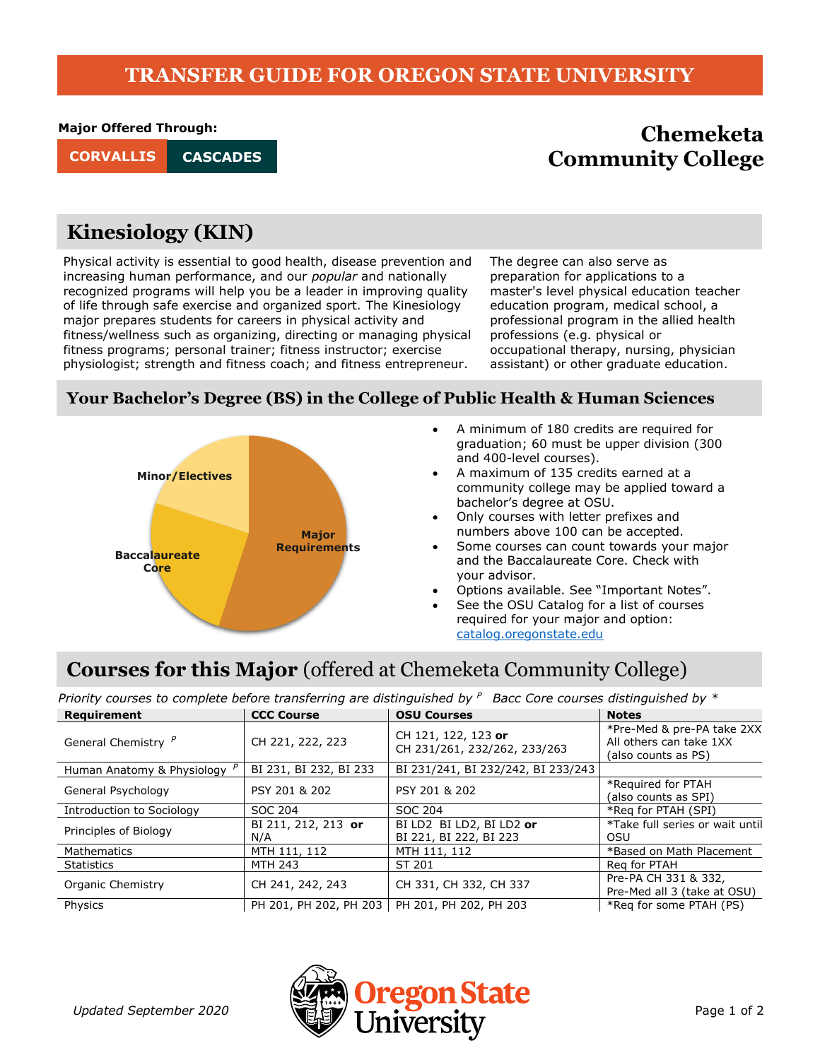# TRANSFER GUIDE FOR OREGON STATE UNIVERSITY

**Major Offered Through:**

**CORVALLIS** **CASCADES**

## Chemeketa Community College

## Kinesiology (KIN)

Physical activity is essential to good health, disease prevention and increasing human performance, and our *popular* and nationally recognized programs will help you be a leader in improving quality of life through safe exercise and organized sport. The Kinesiology major prepares students for careers in physical activity and fitness/wellness such as organizing, directing or managing physical fitness programs; personal trainer; fitness instructor; exercise physiologist; strength and fitness coach; and fitness entrepreneur.

The degree can also serve as preparation for applications to a master's level physical education teacher education program, medical school, a professional program in the allied health professions (e.g. physical or occupational therapy, nursing, physician assistant) or other graduate education.

### Your Bachelor's Degree (BS) in the College of Public Health & Human Sciences

Minor/Electives

Baccalaureate Core

Major Requirements

- A minimum of 180 credits are required for graduation; 60 must be upper division (300 and 400-level courses).
- A maximum of 135 credits earned at a community college may be applied toward a bachelor's degree at OSU.
- Only courses with letter prefixes and numbers above 100 can be accepted.
- Some courses can count towards your major and the Baccalaureate Core. Check with your advisor.
- Options available. See "Important Notes".
- See the OSU Catalog for a list of courses required for your major and option: catalog.oregonstate.edu

## Courses for this Major (offered at Chemeketa Community College)

*Priority courses to complete before transferring are distinguished by [P]   Bacc Core courses distinguished by **

| Requirement | CCC Course | OSU Courses | Notes |
|---|---|---|---|
| General Chemistry [P] | CH 221, 222, 223 | CH 121, 122, 123 **or** CH 231/261, 232/262, 233/263 | *Pre-Med & pre-PA take 2XX All others can take 1XX (also counts as PS) |
| Human Anatomy & Physiology [P] | BI 231, BI 232, BI 233 | BI 231/241, BI 232/242, BI 233/243 | |
| General Psychology | PSY 201 & 202 | PSY 201 & 202 | *Required for PTAH (also counts as SPI) |
| Introduction to Sociology | SOC 204 | SOC 204 | *Req for PTAH (SPI) |
| Principles of Biology | BI 211, 212, 213 **or** N/A | BI LD2 BI LD2, BI LD2 **or** BI 221, BI 222, BI 223 | *Take full series or wait until OSU |
| Mathematics | MTH 111, 112 | MTH 111, 112 | *Based on Math Placement |
| Statistics | MTH 243 | ST 201 | Req for PTAH |
| Organic Chemistry | CH 241, 242, 243 | CH 331, CH 332, CH 337 | Pre-PA CH 331 & 332, Pre-Med all 3 (take at OSU) |
| Physics | PH 201, PH 202, PH 203 | PH 201, PH 202, PH 203 | *Req for some PTAH (PS) |

*Updated September 2020*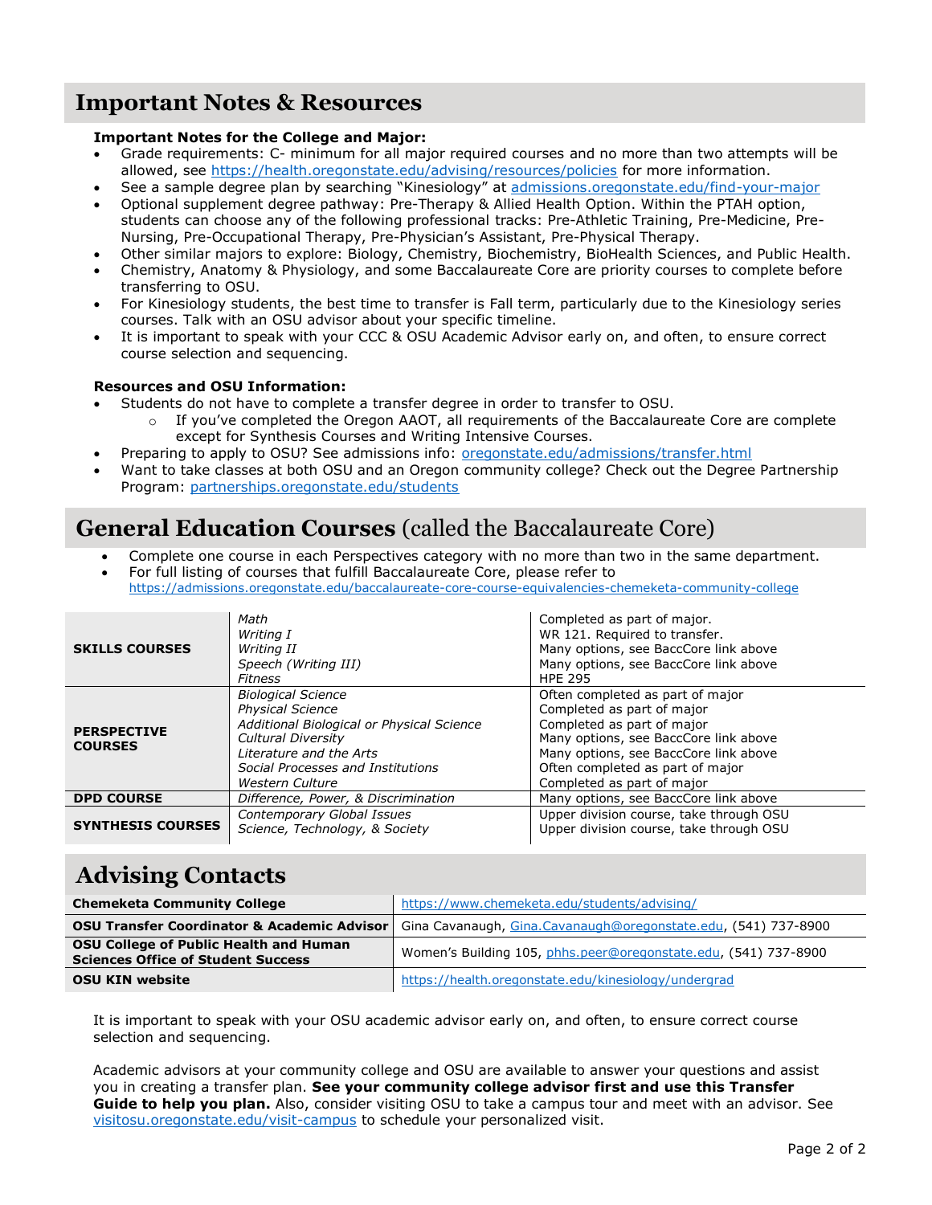## Important Notes & Resources

**Important Notes for the College and Major:**

- Grade requirements: C- minimum for all major required courses and no more than two attempts will be allowed, see https://health.oregonstate.edu/advising/resources/policies for more information.
- See a sample degree plan by searching "Kinesiology" at admissions.oregonstate.edu/find-your-major
- Optional supplement degree pathway: Pre-Therapy & Allied Health Option. Within the PTAH option, students can choose any of the following professional tracks: Pre-Athletic Training, Pre-Medicine, Pre-Nursing, Pre-Occupational Therapy, Pre-Physician's Assistant, Pre-Physical Therapy.
- Other similar majors to explore: Biology, Chemistry, Biochemistry, BioHealth Sciences, and Public Health.
- Chemistry, Anatomy & Physiology, and some Baccalaureate Core are priority courses to complete before transferring to OSU.
- For Kinesiology students, the best time to transfer is Fall term, particularly due to the Kinesiology series courses. Talk with an OSU advisor about your specific timeline.
- It is important to speak with your CCC & OSU Academic Advisor early on, and often, to ensure correct course selection and sequencing.

**Resources and OSU Information:**

- Students do not have to complete a transfer degree in order to transfer to OSU.
  - If you've completed the Oregon AAOT, all requirements of the Baccalaureate Core are complete except for Synthesis Courses and Writing Intensive Courses.
- Preparing to apply to OSU? See admissions info: oregonstate.edu/admissions/transfer.html
- Want to take classes at both OSU and an Oregon community college? Check out the Degree Partnership Program: partnerships.oregonstate.edu/students

## General Education Courses (called the Baccalaureate Core)

- Complete one course in each Perspectives category with no more than two in the same department.
- For full listing of courses that fulfill Baccalaureate Core, please refer to https://admissions.oregonstate.edu/baccalaureate-core-course-equivalencies-chemeketa-community-college

| | | |
|---|---|---|
| **SKILLS COURSES** | *Math* | Completed as part of major. |
| | *Writing I* | WR 121. Required to transfer. |
| | *Writing II* | Many options, see BaccCore link above |
| | *Speech (Writing III)* | Many options, see BaccCore link above |
| | *Fitness* | HPE 295 |
| **PERSPECTIVE COURSES** | *Biological Science* | Often completed as part of major |
| | *Physical Science* | Completed as part of major |
| | *Additional Biological or Physical Science* | Completed as part of major |
| | *Cultural Diversity* | Many options, see BaccCore link above |
| | *Literature and the Arts* | Many options, see BaccCore link above |
| | *Social Processes and Institutions* | Often completed as part of major |
| | *Western Culture* | Completed as part of major |
| **DPD COURSE** | *Difference, Power, & Discrimination* | Many options, see BaccCore link above |
| **SYNTHESIS COURSES** | *Contemporary Global Issues* | Upper division course, take through OSU |
| | *Science, Technology, & Society* | Upper division course, take through OSU |

## Advising Contacts

| | |
|---|---|
| **Chemeketa Community College** | https://www.chemeketa.edu/students/advising/ |
| **OSU Transfer Coordinator & Academic Advisor** | Gina Cavanaugh, Gina.Cavanaugh@oregonstate.edu, (541) 737-8900 |
| **OSU College of Public Health and Human Sciences Office of Student Success** | Women's Building 105, phhs.peer@oregonstate.edu, (541) 737-8900 |
| **OSU KIN website** | https://health.oregonstate.edu/kinesiology/undergrad |

It is important to speak with your OSU academic advisor early on, and often, to ensure correct course selection and sequencing.

Academic advisors at your community college and OSU are available to answer your questions and assist you in creating a transfer plan. **See your community college advisor first and use this Transfer Guide to help you plan.** Also, consider visiting OSU to take a campus tour and meet with an advisor. See visitosu.oregonstate.edu/visit-campus to schedule your personalized visit.